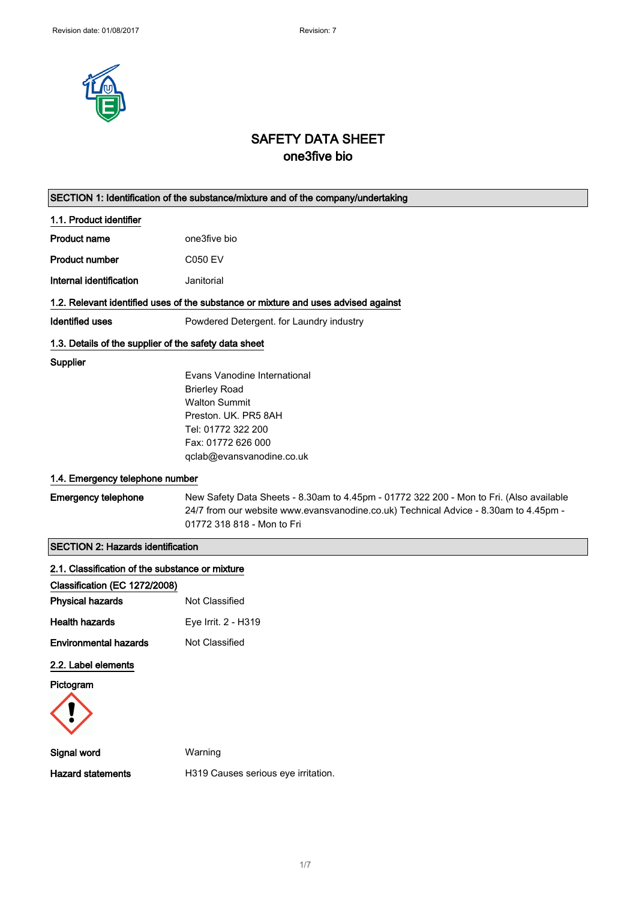# SAFETY DATA SHEET
## one3five bio

## SECTION 1: Identification of the substance/mixture and of the company/undertaking

### 1.1. Product identifier

**Product name** one3five bio

**Product number** C050 EV

**Internal identification** Janitorial

### 1.2. Relevant identified uses of the substance or mixture and uses advised against

**Identified uses** Powdered Detergent. for Laundry industry

### 1.3. Details of the supplier of the safety data sheet

**Supplier**

Evans Vanodine International
Brierley Road
Walton Summit
Preston. UK. PR5 8AH
Tel: 01772 322 200
Fax: 01772 626 000
qclab@evansvanodine.co.uk

### 1.4. Emergency telephone number

**Emergency telephone** New Safety Data Sheets - 8.30am to 4.45pm - 01772 322 200 - Mon to Fri. (Also available 24/7 from our website www.evansvanodine.co.uk) Technical Advice - 8.30am to 4.45pm - 01772 318 818 - Mon to Fri

## SECTION 2: Hazards identification

### 2.1. Classification of the substance or mixture

**Classification (EC 1272/2008)**

**Physical hazards** Not Classified

**Health hazards** Eye Irrit. 2 - H319

**Environmental hazards** Not Classified

### 2.2. Label elements

**Pictogram**

**Signal word** Warning

**Hazard statements** H319 Causes serious eye irritation.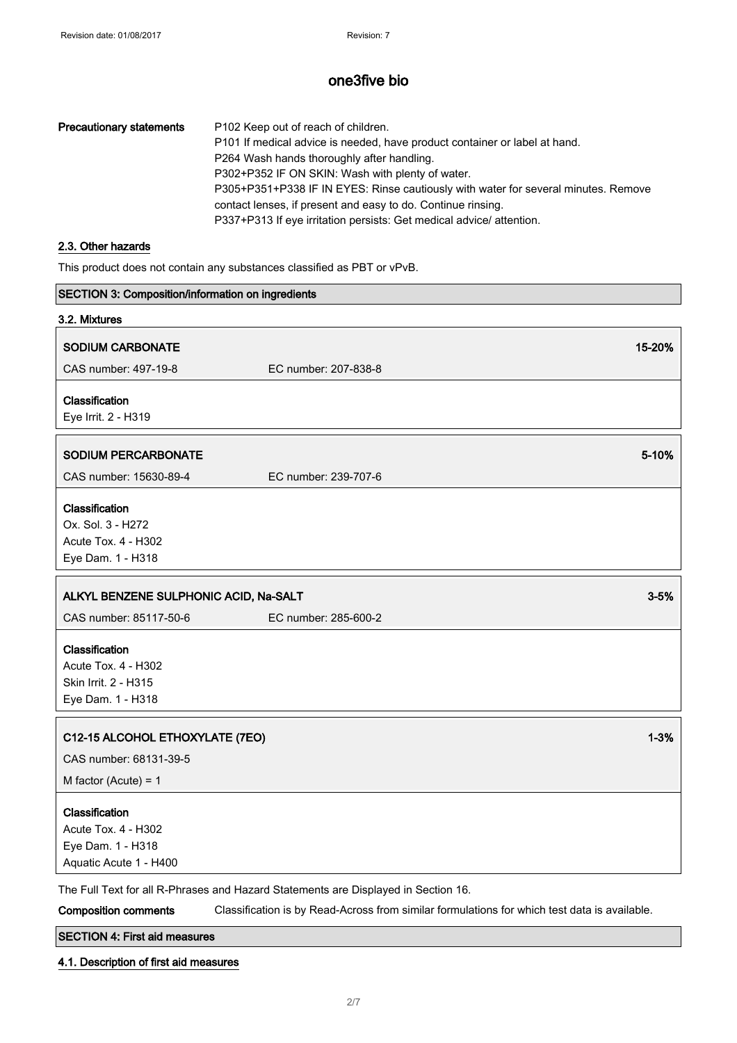**Precautionary statements**

P102 Keep out of reach of children.
P101 If medical advice is needed, have product container or label at hand.
P264 Wash hands thoroughly after handling.
P302+P352 IF ON SKIN: Wash with plenty of water.
P305+P351+P338 IF IN EYES: Rinse cautiously with water for several minutes. Remove contact lenses, if present and easy to do. Continue rinsing.
P337+P313 If eye irritation persists: Get medical advice/ attention.

### 2.3. Other hazards

This product does not contain any substances classified as PBT or vPvB.

## SECTION 3: Composition/information on ingredients

### 3.2. Mixtures

**SODIUM CARBONATE** 15-20%

CAS number: 497-19-8 EC number: 207-838-8

**Classification**
Eye Irrit. 2 - H319

**SODIUM PERCARBONATE** 5-10%

CAS number: 15630-89-4 EC number: 239-707-6

**Classification**
Ox. Sol. 3 - H272
Acute Tox. 4 - H302
Eye Dam. 1 - H318

**ALKYL BENZENE SULPHONIC ACID, Na-SALT** 3-5%

CAS number: 85117-50-6 EC number: 285-600-2

**Classification**
Acute Tox. 4 - H302
Skin Irrit. 2 - H315
Eye Dam. 1 - H318

**C12-15 ALCOHOL ETHOXYLATE (7EO)** 1-3%

CAS number: 68131-39-5

M factor (Acute) = 1

**Classification**
Acute Tox. 4 - H302
Eye Dam. 1 - H318
Aquatic Acute 1 - H400

The Full Text for all R-Phrases and Hazard Statements are Displayed in Section 16.

**Composition comments** Classification is by Read-Across from similar formulations for which test data is available.

## SECTION 4: First aid measures

### 4.1. Description of first aid measures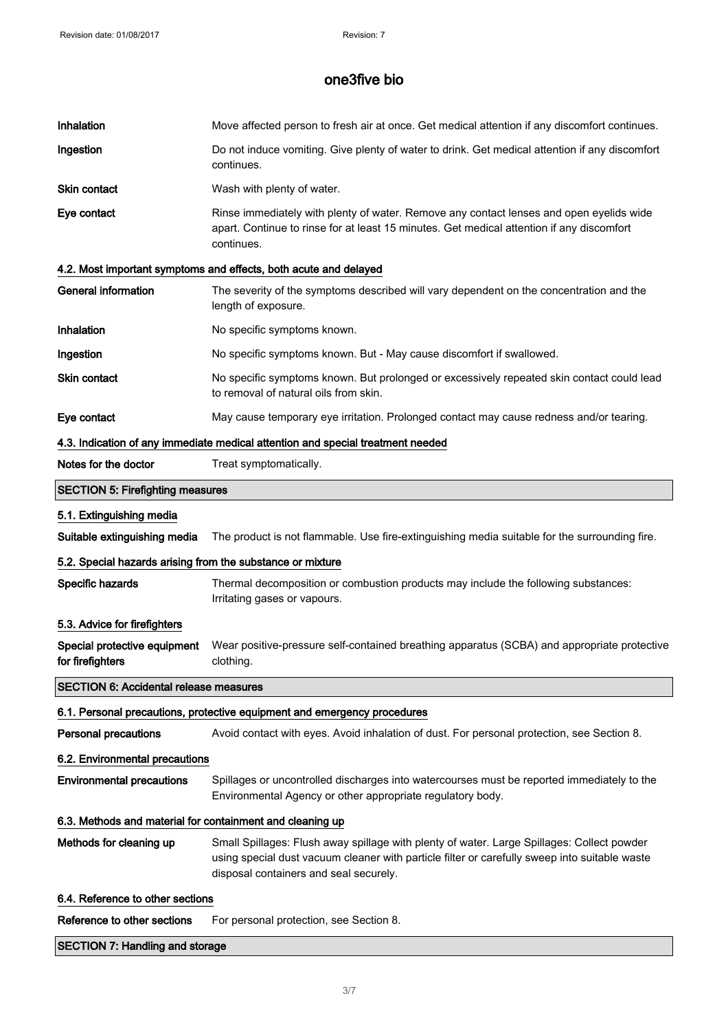# one3five bio

| | |
|---|---|
| **Inhalation** | Move affected person to fresh air at once. Get medical attention if any discomfort continues. |
| **Ingestion** | Do not induce vomiting. Give plenty of water to drink. Get medical attention if any discomfort continues. |
| **Skin contact** | Wash with plenty of water. |
| **Eye contact** | Rinse immediately with plenty of water. Remove any contact lenses and open eyelids wide apart. Continue to rinse for at least 15 minutes. Get medical attention if any discomfort continues. |

### 4.2. Most important symptoms and effects, both acute and delayed

| | |
|---|---|
| **General information** | The severity of the symptoms described will vary dependent on the concentration and the length of exposure. |
| **Inhalation** | No specific symptoms known. |
| **Ingestion** | No specific symptoms known. But - May cause discomfort if swallowed. |
| **Skin contact** | No specific symptoms known. But prolonged or excessively repeated skin contact could lead to removal of natural oils from skin. |
| **Eye contact** | May cause temporary eye irritation. Prolonged contact may cause redness and/or tearing. |

### 4.3. Indication of any immediate medical attention and special treatment needed

| | |
|---|---|
| **Notes for the doctor** | Treat symptomatically. |

## SECTION 5: Firefighting measures

### 5.1. Extinguishing media

| | |
|---|---|
| **Suitable extinguishing media** | The product is not flammable. Use fire-extinguishing media suitable for the surrounding fire. |

### 5.2. Special hazards arising from the substance or mixture

| | |
|---|---|
| **Specific hazards** | Thermal decomposition or combustion products may include the following substances: Irritating gases or vapours. |

### 5.3. Advice for firefighters

| | |
|---|---|
| **Special protective equipment for firefighters** | Wear positive-pressure self-contained breathing apparatus (SCBA) and appropriate protective clothing. |

## SECTION 6: Accidental release measures

### 6.1. Personal precautions, protective equipment and emergency procedures

| | |
|---|---|
| **Personal precautions** | Avoid contact with eyes. Avoid inhalation of dust. For personal protection, see Section 8. |

### 6.2. Environmental precautions

| | |
|---|---|
| **Environmental precautions** | Spillages or uncontrolled discharges into watercourses must be reported immediately to the Environmental Agency or other appropriate regulatory body. |

### 6.3. Methods and material for containment and cleaning up

| | |
|---|---|
| **Methods for cleaning up** | Small Spillages: Flush away spillage with plenty of water. Large Spillages: Collect powder using special dust vacuum cleaner with particle filter or carefully sweep into suitable waste disposal containers and seal securely. |

### 6.4. Reference to other sections

| | |
|---|---|
| **Reference to other sections** | For personal protection, see Section 8. |

## SECTION 7: Handling and storage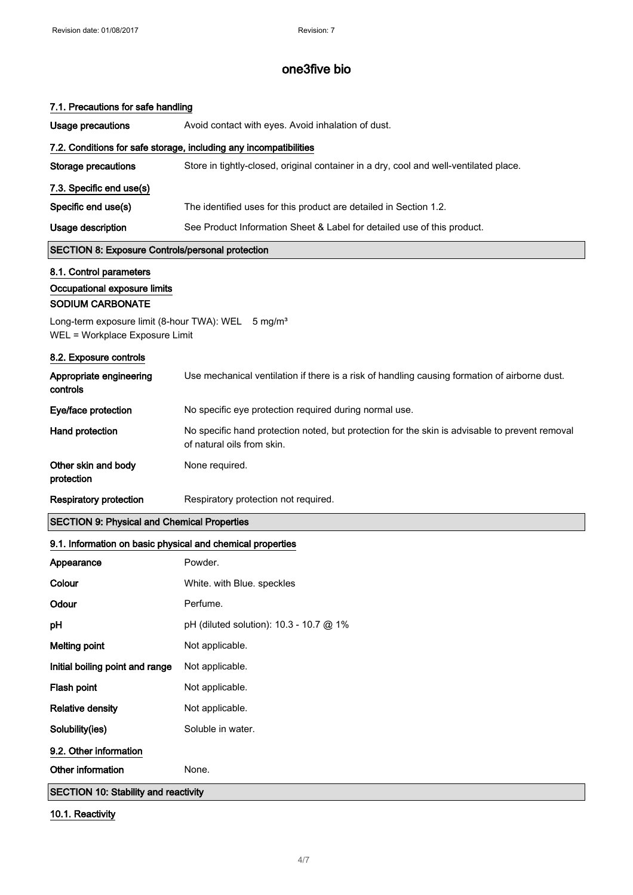### 7.1. Precautions for safe handling

| | |
|---|---|
| **Usage precautions** | Avoid contact with eyes. Avoid inhalation of dust. |

### 7.2. Conditions for safe storage, including any incompatibilities

| | |
|---|---|
| **Storage precautions** | Store in tightly-closed, original container in a dry, cool and well-ventilated place. |

### 7.3. Specific end use(s)

| | |
|---|---|
| **Specific end use(s)** | The identified uses for this product are detailed in Section 1.2. |
| **Usage description** | See Product Information Sheet & Label for detailed use of this product. |

## SECTION 8: Exposure Controls/personal protection

### 8.1. Control parameters

**Occupational exposure limits**

**SODIUM CARBONATE**

Long-term exposure limit (8-hour TWA): WEL 5 mg/m³
WEL = Workplace Exposure Limit

### 8.2. Exposure controls

| | |
|---|---|
| **Appropriate engineering controls** | Use mechanical ventilation if there is a risk of handling causing formation of airborne dust. |
| **Eye/face protection** | No specific eye protection required during normal use. |
| **Hand protection** | No specific hand protection noted, but protection for the skin is advisable to prevent removal of natural oils from skin. |
| **Other skin and body protection** | None required. |
| **Respiratory protection** | Respiratory protection not required. |

## SECTION 9: Physical and Chemical Properties

### 9.1. Information on basic physical and chemical properties

| | |
|---|---|
| **Appearance** | Powder. |
| **Colour** | White. with Blue. speckles |
| **Odour** | Perfume. |
| **pH** | pH (diluted solution): 10.3 - 10.7 @ 1% |
| **Melting point** | Not applicable. |
| **Initial boiling point and range** | Not applicable. |
| **Flash point** | Not applicable. |
| **Relative density** | Not applicable. |
| **Solubility(ies)** | Soluble in water. |

### 9.2. Other information

| | |
|---|---|
| **Other information** | None. |

## SECTION 10: Stability and reactivity

### 10.1. Reactivity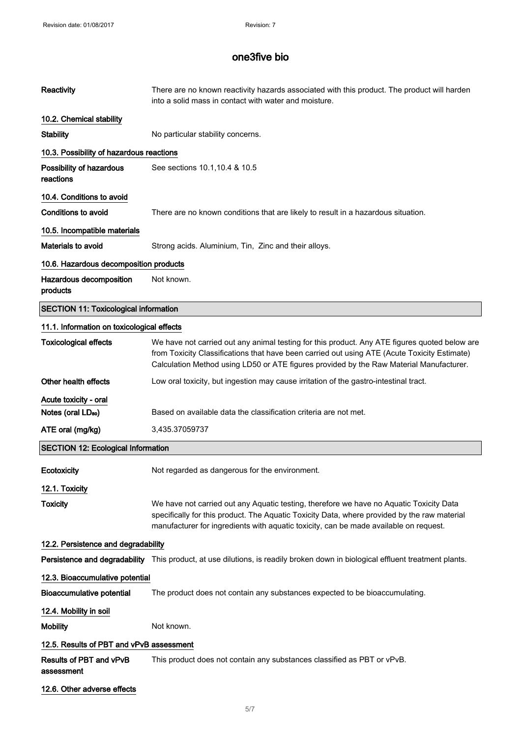| | |
|---|---|
| **Reactivity** | There are no known reactivity hazards associated with this product. The product will harden into a solid mass in contact with water and moisture. |

**10.2. Chemical stability**

| | |
|---|---|
| **Stability** | No particular stability concerns. |

**10.3. Possibility of hazardous reactions**

| | |
|---|---|
| **Possibility of hazardous reactions** | See sections 10.1,10.4 & 10.5 |

**10.4. Conditions to avoid**

| | |
|---|---|
| **Conditions to avoid** | There are no known conditions that are likely to result in a hazardous situation. |

**10.5. Incompatible materials**

| | |
|---|---|
| **Materials to avoid** | Strong acids. Aluminium, Tin, Zinc and their alloys. |

**10.6. Hazardous decomposition products**

| | |
|---|---|
| **Hazardous decomposition products** | Not known. |

## SECTION 11: Toxicological information

**11.1. Information on toxicological effects**

| | |
|---|---|
| **Toxicological effects** | We have not carried out any animal testing for this product. Any ATE figures quoted below are from Toxicity Classifications that have been carried out using ATE (Acute Toxicity Estimate) Calculation Method using LD50 or ATE figures provided by the Raw Material Manufacturer. |
| **Other health effects** | Low oral toxicity, but ingestion may cause irritation of the gastro-intestinal tract. |

**Acute toxicity - oral**

| | |
|---|---|
| **Notes (oral $LD_{50}$)** | Based on available data the classification criteria are not met. |
| **ATE oral (mg/kg)** | 3,435.37059737 |

## SECTION 12: Ecological Information

| | |
|---|---|
| **Ecotoxicity** | Not regarded as dangerous for the environment. |

**12.1. Toxicity**

| | |
|---|---|
| **Toxicity** | We have not carried out any Aquatic testing, therefore we have no Aquatic Toxicity Data specifically for this product. The Aquatic Toxicity Data, where provided by the raw material manufacturer for ingredients with aquatic toxicity, can be made available on request. |

**12.2. Persistence and degradability**

| | |
|---|---|
| **Persistence and degradability** | This product, at use dilutions, is readily broken down in biological effluent treatment plants. |

**12.3. Bioaccumulative potential**

| | |
|---|---|
| **Bioaccumulative potential** | The product does not contain any substances expected to be bioaccumulating. |

**12.4. Mobility in soil**

| | |
|---|---|
| **Mobility** | Not known. |

**12.5. Results of PBT and vPvB assessment**

| | |
|---|---|
| **Results of PBT and vPvB assessment** | This product does not contain any substances classified as PBT or vPvB. |

**12.6. Other adverse effects**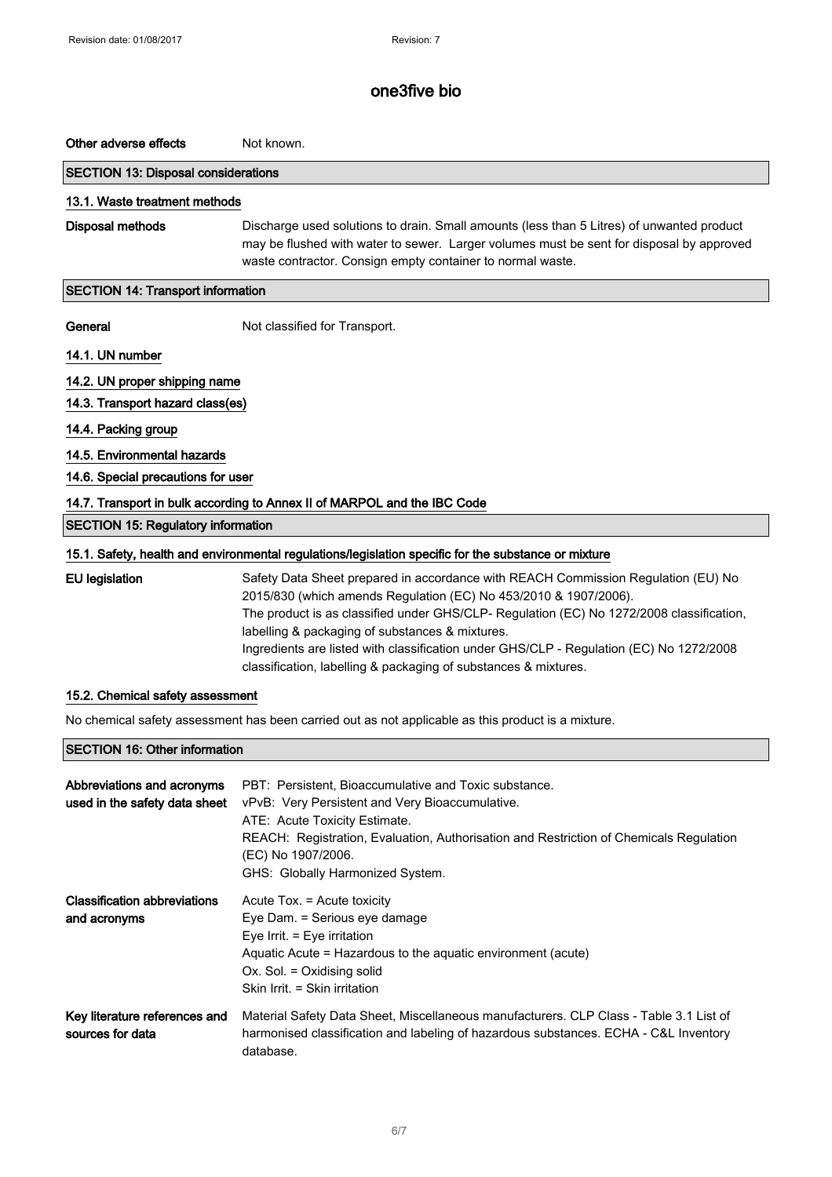| | |
|---|---|
| **Other adverse effects** | Not known. |

## SECTION 13: Disposal considerations

### 13.1. Waste treatment methods

| | |
|---|---|
| **Disposal methods** | Discharge used solutions to drain. Small amounts (less than 5 Litres) of unwanted product may be flushed with water to sewer. Larger volumes must be sent for disposal by approved waste contractor. Consign empty container to normal waste. |

## SECTION 14: Transport information

| | |
|---|---|
| **General** | Not classified for Transport. |

### 14.1. UN number

### 14.2. UN proper shipping name

### 14.3. Transport hazard class(es)

### 14.4. Packing group

### 14.5. Environmental hazards

### 14.6. Special precautions for user

### 14.7. Transport in bulk according to Annex II of MARPOL and the IBC Code

## SECTION 15: Regulatory information

### 15.1. Safety, health and environmental regulations/legislation specific for the substance or mixture

| | |
|---|---|
| **EU legislation** | Safety Data Sheet prepared in accordance with REACH Commission Regulation (EU) No 2015/830 (which amends Regulation (EC) No 453/2010 & 1907/2006).<br>The product is as classified under GHS/CLP- Regulation (EC) No 1272/2008 classification, labelling & packaging of substances & mixtures.<br>Ingredients are listed with classification under GHS/CLP - Regulation (EC) No 1272/2008 classification, labelling & packaging of substances & mixtures. |

### 15.2. Chemical safety assessment

No chemical safety assessment has been carried out as not applicable as this product is a mixture.

## SECTION 16: Other information

| | |
|---|---|
| **Abbreviations and acronyms used in the safety data sheet** | PBT: Persistent, Bioaccumulative and Toxic substance.<br>vPvB: Very Persistent and Very Bioaccumulative.<br>ATE: Acute Toxicity Estimate.<br>REACH: Registration, Evaluation, Authorisation and Restriction of Chemicals Regulation (EC) No 1907/2006.<br>GHS: Globally Harmonized System. |
| **Classification abbreviations and acronyms** | Acute Tox. = Acute toxicity<br>Eye Dam. = Serious eye damage<br>Eye Irrit. = Eye irritation<br>Aquatic Acute = Hazardous to the aquatic environment (acute)<br>Ox. Sol. = Oxidising solid<br>Skin Irrit. = Skin irritation |
| **Key literature references and sources for data** | Material Safety Data Sheet, Miscellaneous manufacturers. CLP Class - Table 3.1 List of harmonised classification and labeling of hazardous substances. ECHA - C&L Inventory database. |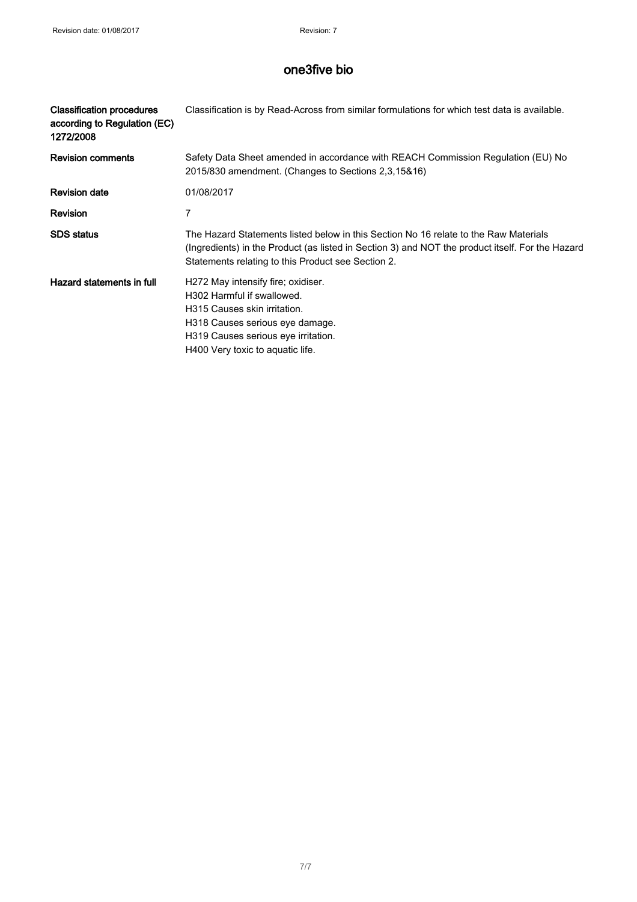# one3five bio

| | |
|---|---|
| **Classification procedures according to Regulation (EC) 1272/2008** | Classification is by Read-Across from similar formulations for which test data is available. |
| **Revision comments** | Safety Data Sheet amended in accordance with REACH Commission Regulation (EU) No 2015/830 amendment. (Changes to Sections 2,3,15&16) |
| **Revision date** | 01/08/2017 |
| **Revision** | 7 |
| **SDS status** | The Hazard Statements listed below in this Section No 16 relate to the Raw Materials (Ingredients) in the Product (as listed in Section 3) and NOT the product itself. For the Hazard Statements relating to this Product see Section 2. |
| **Hazard statements in full** | H272 May intensify fire; oxidiser.<br>H302 Harmful if swallowed.<br>H315 Causes skin irritation.<br>H318 Causes serious eye damage.<br>H319 Causes serious eye irritation.<br>H400 Very toxic to aquatic life. |